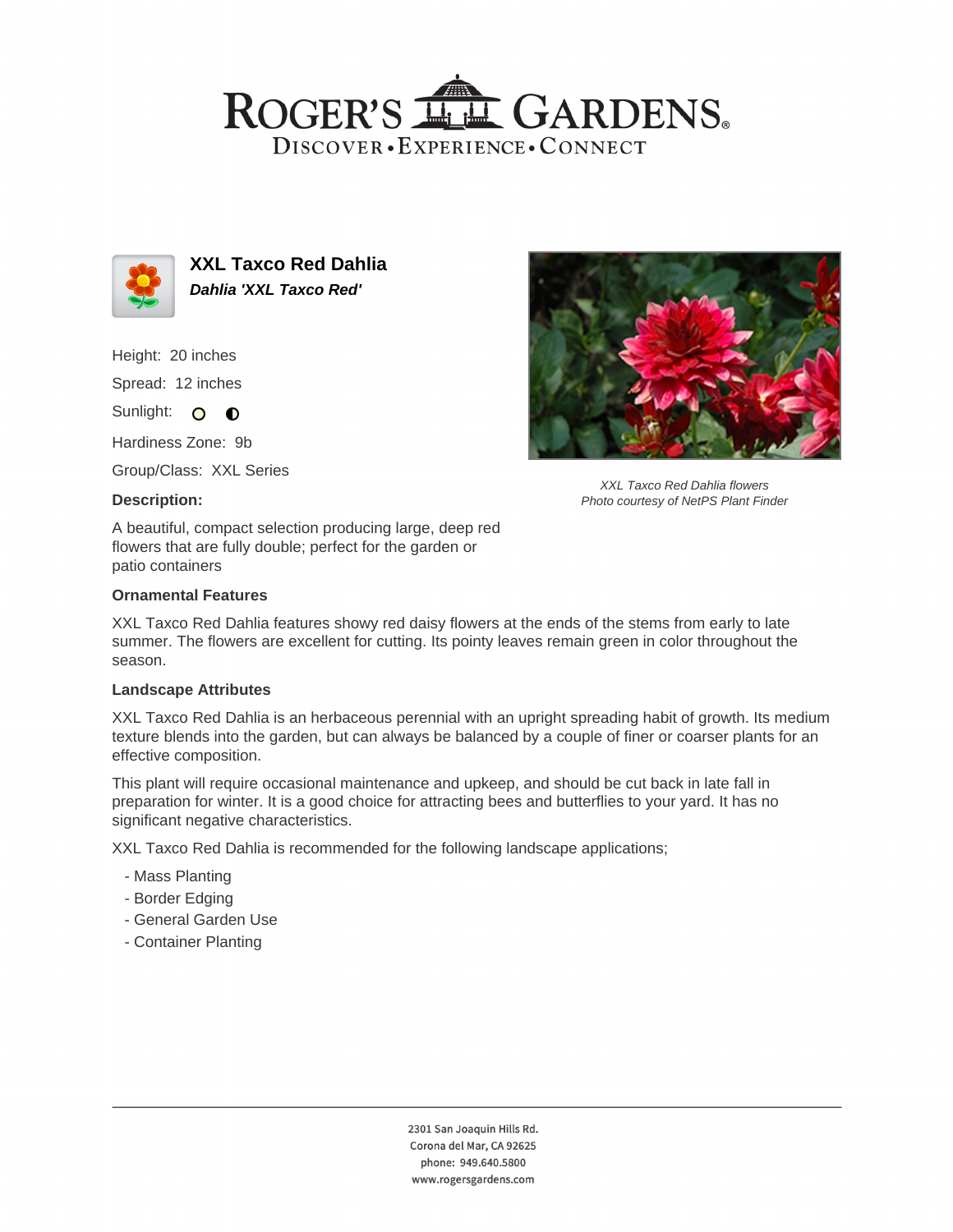# ROGER'S GARDENS

DISCOVER • EXPERIENCE • CONNECT

## XXL Taxco Red Dahlia

***Dahlia 'XXL Taxco Red'***

Height: 20 inches

Spread: 12 inches

Sunlight:

Hardiness Zone: 9b

Group/Class: XXL Series

*XXL Taxco Red Dahlia flowers*
*Photo courtesy of NetPS Plant Finder*

### Description:

A beautiful, compact selection producing large, deep red flowers that are fully double; perfect for the garden or patio containers

### Ornamental Features

XXL Taxco Red Dahlia features showy red daisy flowers at the ends of the stems from early to late summer. The flowers are excellent for cutting. Its pointy leaves remain green in color throughout the season.

### Landscape Attributes

XXL Taxco Red Dahlia is an herbaceous perennial with an upright spreading habit of growth. Its medium texture blends into the garden, but can always be balanced by a couple of finer or coarser plants for an effective composition.

This plant will require occasional maintenance and upkeep, and should be cut back in late fall in preparation for winter. It is a good choice for attracting bees and butterflies to your yard. It has no significant negative characteristics.

XXL Taxco Red Dahlia is recommended for the following landscape applications;

- Mass Planting
- Border Edging
- General Garden Use
- Container Planting

2301 San Joaquin Hills Rd.
Corona del Mar, CA 92625
phone: 949.640.5800
www.rogersgardens.com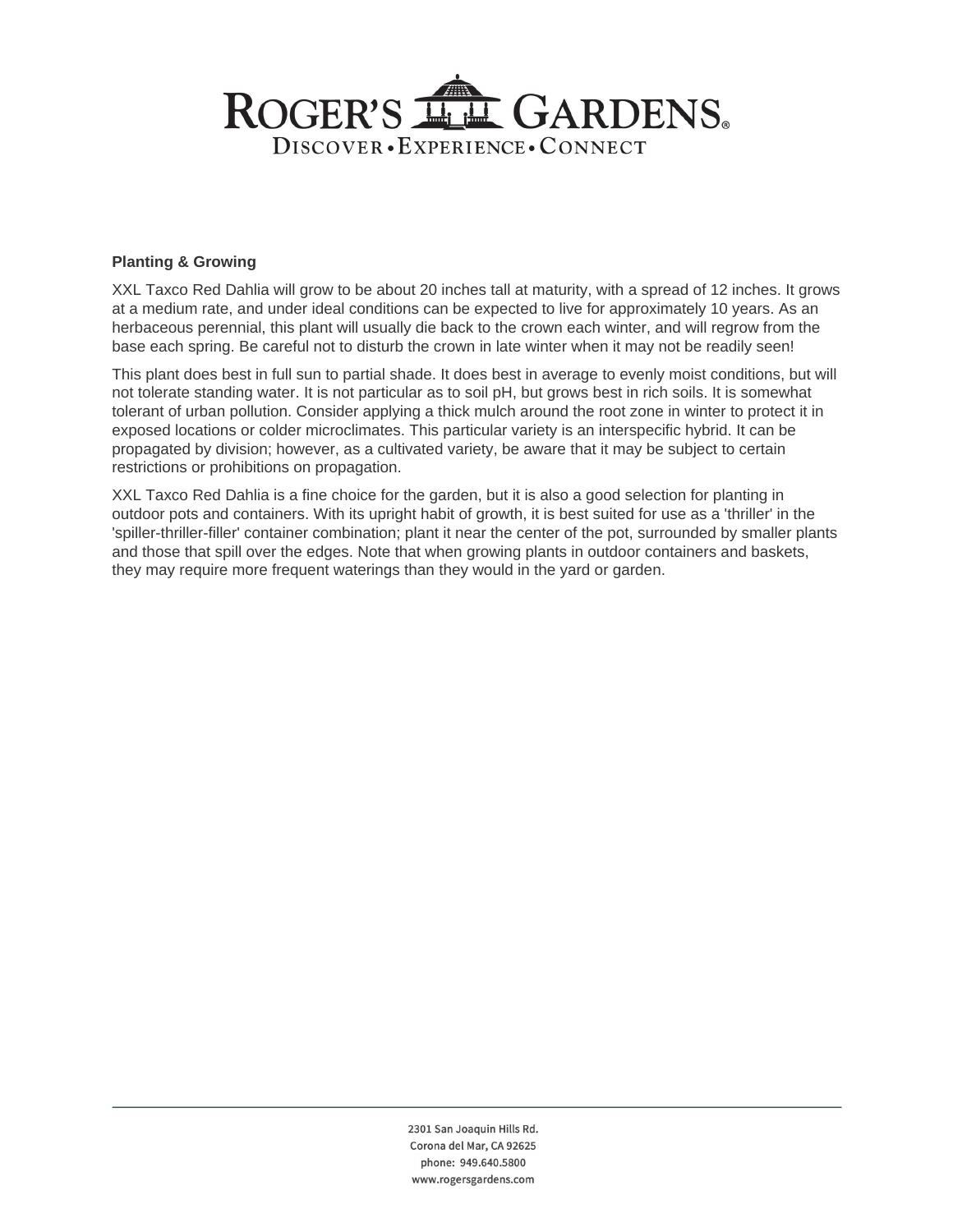### Planting & Growing

XXL Taxco Red Dahlia will grow to be about 20 inches tall at maturity, with a spread of 12 inches. It grows at a medium rate, and under ideal conditions can be expected to live for approximately 10 years. As an herbaceous perennial, this plant will usually die back to the crown each winter, and will regrow from the base each spring. Be careful not to disturb the crown in late winter when it may not be readily seen!

This plant does best in full sun to partial shade. It does best in average to evenly moist conditions, but will not tolerate standing water. It is not particular as to soil pH, but grows best in rich soils. It is somewhat tolerant of urban pollution. Consider applying a thick mulch around the root zone in winter to protect it in exposed locations or colder microclimates. This particular variety is an interspecific hybrid. It can be propagated by division; however, as a cultivated variety, be aware that it may be subject to certain restrictions or prohibitions on propagation.

XXL Taxco Red Dahlia is a fine choice for the garden, but it is also a good selection for planting in outdoor pots and containers. With its upright habit of growth, it is best suited for use as a 'thriller' in the 'spiller-thriller-filler' container combination; plant it near the center of the pot, surrounded by smaller plants and those that spill over the edges. Note that when growing plants in outdoor containers and baskets, they may require more frequent waterings than they would in the yard or garden.